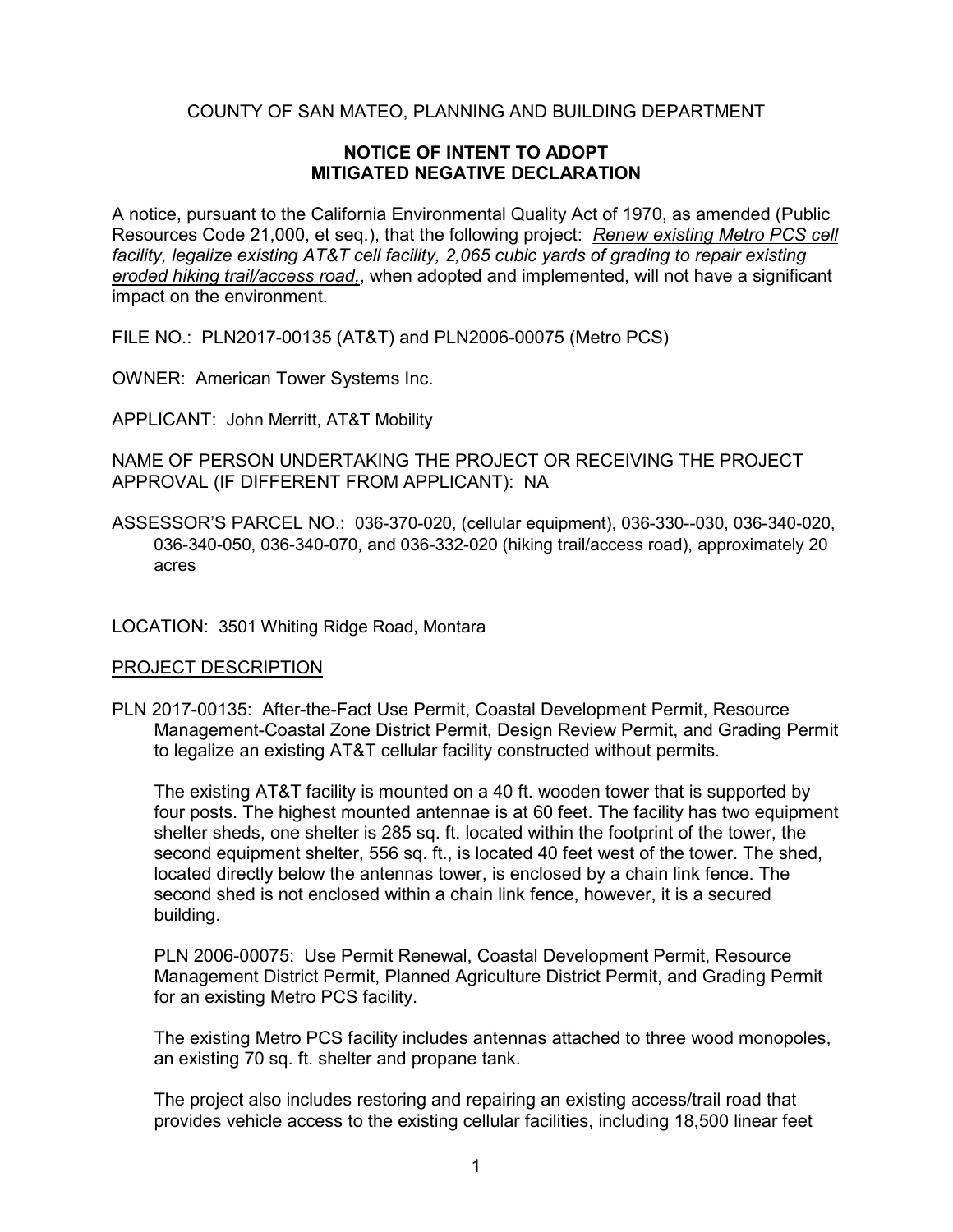COUNTY OF SAN MATEO, PLANNING AND BUILDING DEPARTMENT

**NOTICE OF INTENT TO ADOPT**
**MITIGATED NEGATIVE DECLARATION**

A notice, pursuant to the California Environmental Quality Act of 1970, as amended (Public Resources Code 21,000, et seq.), that the following project: *Renew existing Metro PCS cell facility, legalize existing AT&T cell facility, 2,065 cubic yards of grading to repair existing eroded hiking trail/access road,*, when adopted and implemented, will not have a significant impact on the environment.

FILE NO.: PLN2017-00135 (AT&T) and PLN2006-00075 (Metro PCS)

OWNER: American Tower Systems Inc.

APPLICANT: John Merritt, AT&T Mobility

NAME OF PERSON UNDERTAKING THE PROJECT OR RECEIVING THE PROJECT APPROVAL (IF DIFFERENT FROM APPLICANT): NA

ASSESSOR'S PARCEL NO.: 036-370-020, (cellular equipment), 036-330--030, 036-340-020, 036-340-050, 036-340-070, and 036-332-020 (hiking trail/access road), approximately 20 acres

LOCATION: 3501 Whiting Ridge Road, Montara

PROJECT DESCRIPTION

PLN 2017-00135: After-the-Fact Use Permit, Coastal Development Permit, Resource Management-Coastal Zone District Permit, Design Review Permit, and Grading Permit to legalize an existing AT&T cellular facility constructed without permits.

The existing AT&T facility is mounted on a 40 ft. wooden tower that is supported by four posts. The highest mounted antennae is at 60 feet. The facility has two equipment shelter sheds, one shelter is 285 sq. ft. located within the footprint of the tower, the second equipment shelter, 556 sq. ft., is located 40 feet west of the tower. The shed, located directly below the antennas tower, is enclosed by a chain link fence. The second shed is not enclosed within a chain link fence, however, it is a secured building.

PLN 2006-00075: Use Permit Renewal, Coastal Development Permit, Resource Management District Permit, Planned Agriculture District Permit, and Grading Permit for an existing Metro PCS facility.

The existing Metro PCS facility includes antennas attached to three wood monopoles, an existing 70 sq. ft. shelter and propane tank.

The project also includes restoring and repairing an existing access/trail road that provides vehicle access to the existing cellular facilities, including 18,500 linear feet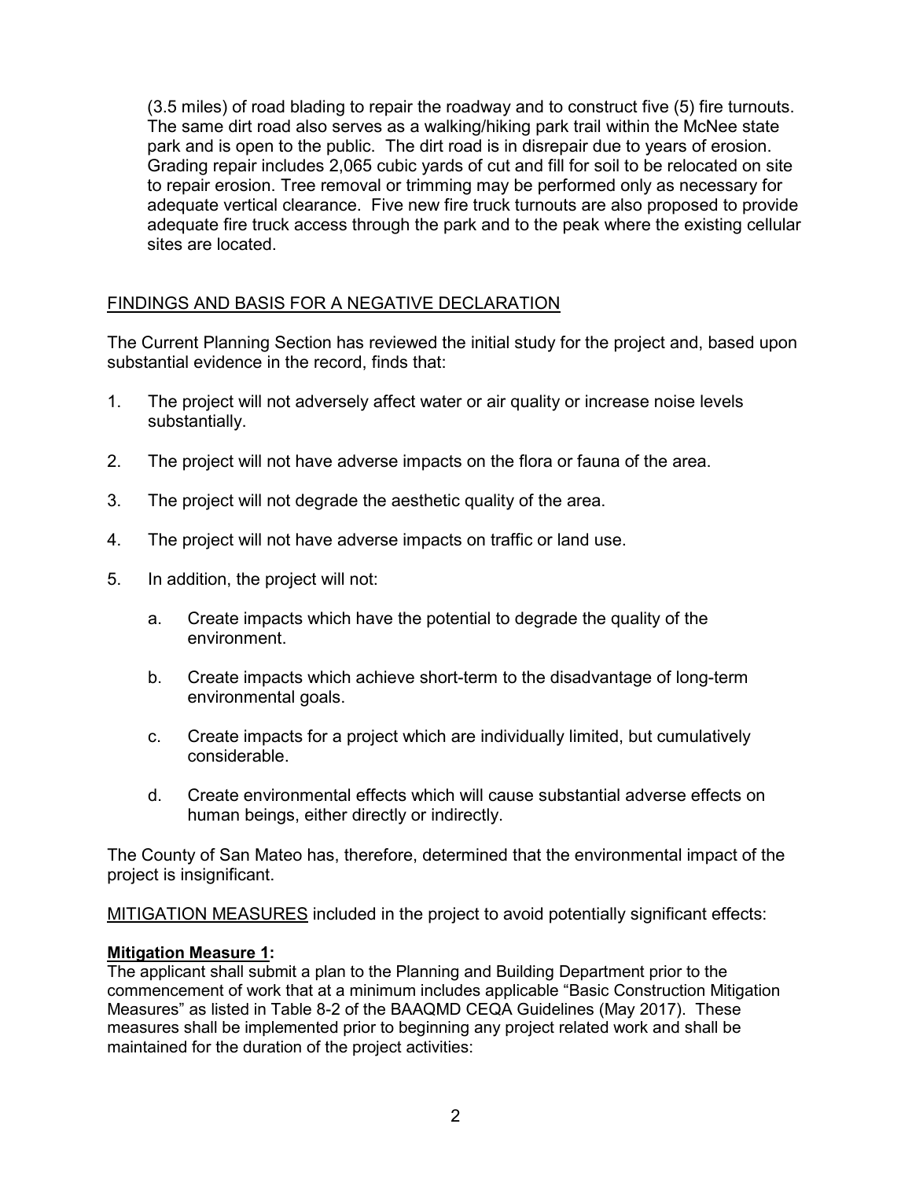(3.5 miles) of road blading to repair the roadway and to construct five (5) fire turnouts. The same dirt road also serves as a walking/hiking park trail within the McNee state park and is open to the public. The dirt road is in disrepair due to years of erosion. Grading repair includes 2,065 cubic yards of cut and fill for soil to be relocated on site to repair erosion. Tree removal or trimming may be performed only as necessary for adequate vertical clearance. Five new fire truck turnouts are also proposed to provide adequate fire truck access through the park and to the peak where the existing cellular sites are located.

<u>FINDINGS AND BASIS FOR A NEGATIVE DECLARATION</u>

The Current Planning Section has reviewed the initial study for the project and, based upon substantial evidence in the record, finds that:

1. The project will not adversely affect water or air quality or increase noise levels substantially.

2. The project will not have adverse impacts on the flora or fauna of the area.

3. The project will not degrade the aesthetic quality of the area.

4. The project will not have adverse impacts on traffic or land use.

5. In addition, the project will not:

   a. Create impacts which have the potential to degrade the quality of the environment.

   b. Create impacts which achieve short-term to the disadvantage of long-term environmental goals.

   c. Create impacts for a project which are individually limited, but cumulatively considerable.

   d. Create environmental effects which will cause substantial adverse effects on human beings, either directly or indirectly.

The County of San Mateo has, therefore, determined that the environmental impact of the project is insignificant.

<u>MITIGATION MEASURES</u> included in the project to avoid potentially significant effects:

**<u>Mitigation Measure 1</u>:**
The applicant shall submit a plan to the Planning and Building Department prior to the commencement of work that at a minimum includes applicable "Basic Construction Mitigation Measures" as listed in Table 8-2 of the BAAQMD CEQA Guidelines (May 2017). These measures shall be implemented prior to beginning any project related work and shall be maintained for the duration of the project activities: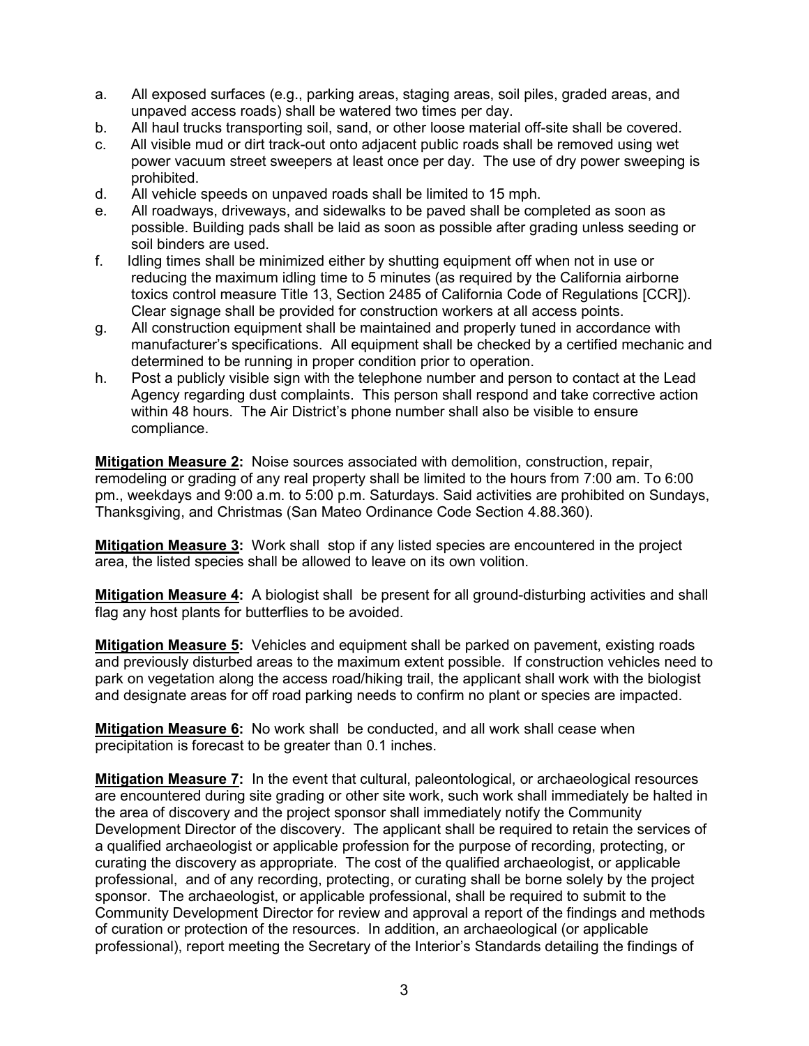a. All exposed surfaces (e.g., parking areas, staging areas, soil piles, graded areas, and unpaved access roads) shall be watered two times per day.
b. All haul trucks transporting soil, sand, or other loose material off-site shall be covered.
c. All visible mud or dirt track-out onto adjacent public roads shall be removed using wet power vacuum street sweepers at least once per day. The use of dry power sweeping is prohibited.
d. All vehicle speeds on unpaved roads shall be limited to 15 mph.
e. All roadways, driveways, and sidewalks to be paved shall be completed as soon as possible. Building pads shall be laid as soon as possible after grading unless seeding or soil binders are used.
f. Idling times shall be minimized either by shutting equipment off when not in use or reducing the maximum idling time to 5 minutes (as required by the California airborne toxics control measure Title 13, Section 2485 of California Code of Regulations [CCR]). Clear signage shall be provided for construction workers at all access points.
g. All construction equipment shall be maintained and properly tuned in accordance with manufacturer's specifications. All equipment shall be checked by a certified mechanic and determined to be running in proper condition prior to operation.
h. Post a publicly visible sign with the telephone number and person to contact at the Lead Agency regarding dust complaints. This person shall respond and take corrective action within 48 hours. The Air District's phone number shall also be visible to ensure compliance.

**Mitigation Measure 2:** Noise sources associated with demolition, construction, repair, remodeling or grading of any real property shall be limited to the hours from 7:00 am. To 6:00 pm., weekdays and 9:00 a.m. to 5:00 p.m. Saturdays. Said activities are prohibited on Sundays, Thanksgiving, and Christmas (San Mateo Ordinance Code Section 4.88.360).

**Mitigation Measure 3:** Work shall stop if any listed species are encountered in the project area, the listed species shall be allowed to leave on its own volition.

**Mitigation Measure 4:** A biologist shall be present for all ground-disturbing activities and shall flag any host plants for butterflies to be avoided.

**Mitigation Measure 5:** Vehicles and equipment shall be parked on pavement, existing roads and previously disturbed areas to the maximum extent possible. If construction vehicles need to park on vegetation along the access road/hiking trail, the applicant shall work with the biologist and designate areas for off road parking needs to confirm no plant or species are impacted.

**Mitigation Measure 6:** No work shall be conducted, and all work shall cease when precipitation is forecast to be greater than 0.1 inches.

**Mitigation Measure 7:** In the event that cultural, paleontological, or archaeological resources are encountered during site grading or other site work, such work shall immediately be halted in the area of discovery and the project sponsor shall immediately notify the Community Development Director of the discovery. The applicant shall be required to retain the services of a qualified archaeologist or applicable profession for the purpose of recording, protecting, or curating the discovery as appropriate. The cost of the qualified archaeologist, or applicable professional, and of any recording, protecting, or curating shall be borne solely by the project sponsor. The archaeologist, or applicable professional, shall be required to submit to the Community Development Director for review and approval a report of the findings and methods of curation or protection of the resources. In addition, an archaeological (or applicable professional), report meeting the Secretary of the Interior's Standards detailing the findings of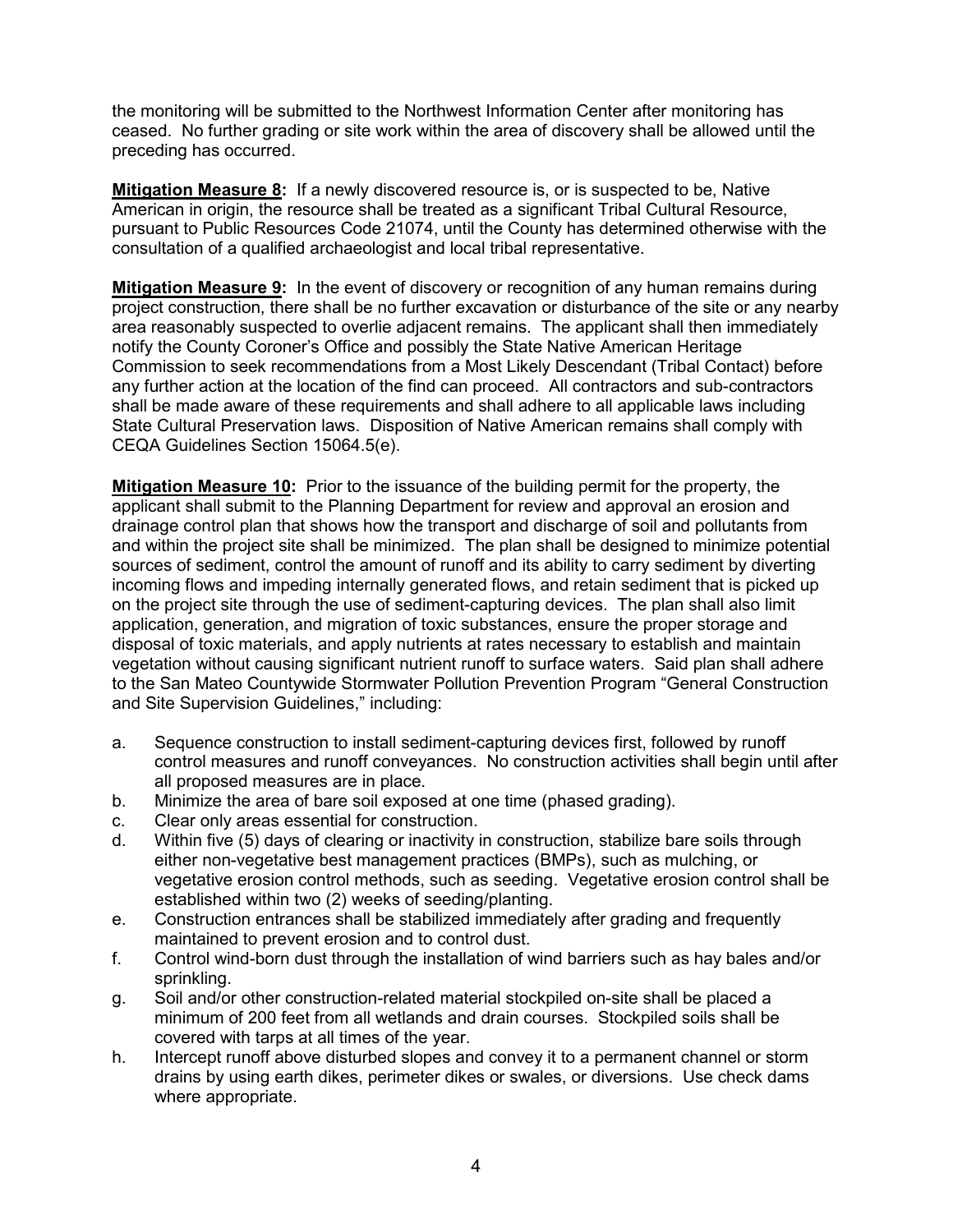the monitoring will be submitted to the Northwest Information Center after monitoring has ceased. No further grading or site work within the area of discovery shall be allowed until the preceding has occurred.

**Mitigation Measure 8:** If a newly discovered resource is, or is suspected to be, Native American in origin, the resource shall be treated as a significant Tribal Cultural Resource, pursuant to Public Resources Code 21074, until the County has determined otherwise with the consultation of a qualified archaeologist and local tribal representative.

**Mitigation Measure 9:** In the event of discovery or recognition of any human remains during project construction, there shall be no further excavation or disturbance of the site or any nearby area reasonably suspected to overlie adjacent remains. The applicant shall then immediately notify the County Coroner's Office and possibly the State Native American Heritage Commission to seek recommendations from a Most Likely Descendant (Tribal Contact) before any further action at the location of the find can proceed. All contractors and sub-contractors shall be made aware of these requirements and shall adhere to all applicable laws including State Cultural Preservation laws. Disposition of Native American remains shall comply with CEQA Guidelines Section 15064.5(e).

**Mitigation Measure 10:** Prior to the issuance of the building permit for the property, the applicant shall submit to the Planning Department for review and approval an erosion and drainage control plan that shows how the transport and discharge of soil and pollutants from and within the project site shall be minimized. The plan shall be designed to minimize potential sources of sediment, control the amount of runoff and its ability to carry sediment by diverting incoming flows and impeding internally generated flows, and retain sediment that is picked up on the project site through the use of sediment-capturing devices. The plan shall also limit application, generation, and migration of toxic substances, ensure the proper storage and disposal of toxic materials, and apply nutrients at rates necessary to establish and maintain vegetation without causing significant nutrient runoff to surface waters. Said plan shall adhere to the San Mateo Countywide Stormwater Pollution Prevention Program "General Construction and Site Supervision Guidelines," including:

a. Sequence construction to install sediment-capturing devices first, followed by runoff control measures and runoff conveyances. No construction activities shall begin until after all proposed measures are in place.
b. Minimize the area of bare soil exposed at one time (phased grading).
c. Clear only areas essential for construction.
d. Within five (5) days of clearing or inactivity in construction, stabilize bare soils through either non-vegetative best management practices (BMPs), such as mulching, or vegetative erosion control methods, such as seeding. Vegetative erosion control shall be established within two (2) weeks of seeding/planting.
e. Construction entrances shall be stabilized immediately after grading and frequently maintained to prevent erosion and to control dust.
f. Control wind-born dust through the installation of wind barriers such as hay bales and/or sprinkling.
g. Soil and/or other construction-related material stockpiled on-site shall be placed a minimum of 200 feet from all wetlands and drain courses. Stockpiled soils shall be covered with tarps at all times of the year.
h. Intercept runoff above disturbed slopes and convey it to a permanent channel or storm drains by using earth dikes, perimeter dikes or swales, or diversions. Use check dams where appropriate.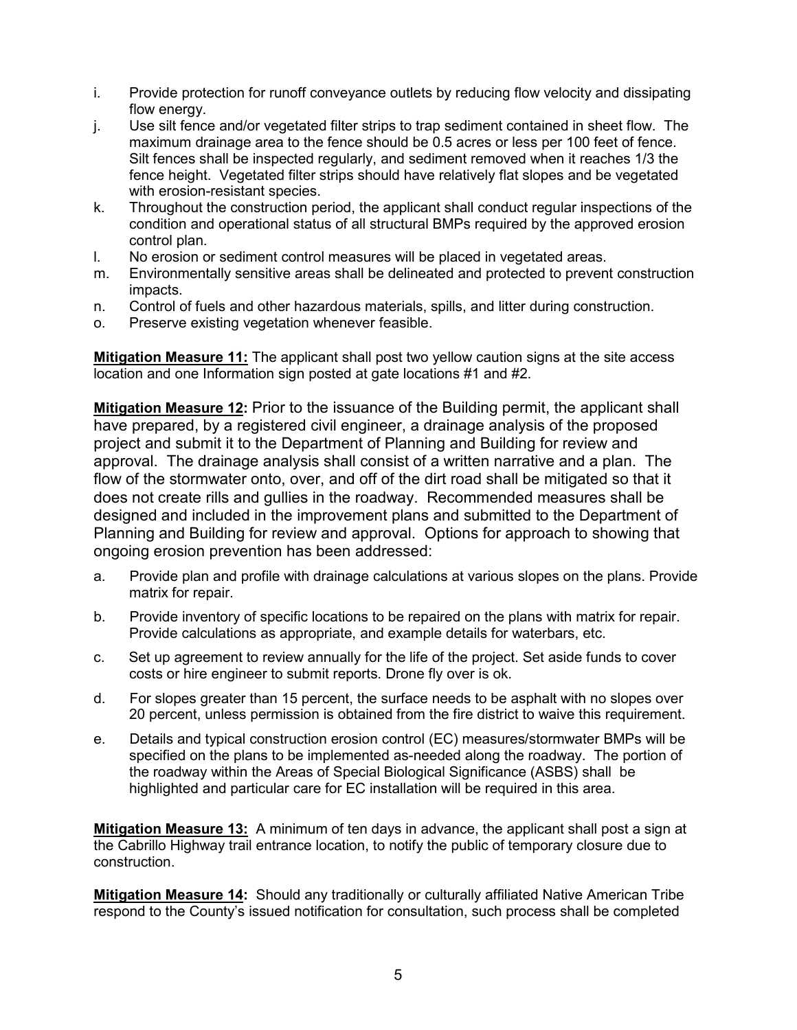i. Provide protection for runoff conveyance outlets by reducing flow velocity and dissipating flow energy.

j. Use silt fence and/or vegetated filter strips to trap sediment contained in sheet flow. The maximum drainage area to the fence should be 0.5 acres or less per 100 feet of fence. Silt fences shall be inspected regularly, and sediment removed when it reaches 1/3 the fence height. Vegetated filter strips should have relatively flat slopes and be vegetated with erosion-resistant species.

k. Throughout the construction period, the applicant shall conduct regular inspections of the condition and operational status of all structural BMPs required by the approved erosion control plan.

l. No erosion or sediment control measures will be placed in vegetated areas.

m. Environmentally sensitive areas shall be delineated and protected to prevent construction impacts.

n. Control of fuels and other hazardous materials, spills, and litter during construction.

o. Preserve existing vegetation whenever feasible.

**Mitigation Measure 11:** The applicant shall post two yellow caution signs at the site access location and one Information sign posted at gate locations #1 and #2.

**Mitigation Measure 12:** Prior to the issuance of the Building permit, the applicant shall have prepared, by a registered civil engineer, a drainage analysis of the proposed project and submit it to the Department of Planning and Building for review and approval. The drainage analysis shall consist of a written narrative and a plan. The flow of the stormwater onto, over, and off of the dirt road shall be mitigated so that it does not create rills and gullies in the roadway. Recommended measures shall be designed and included in the improvement plans and submitted to the Department of Planning and Building for review and approval. Options for approach to showing that ongoing erosion prevention has been addressed:

a. Provide plan and profile with drainage calculations at various slopes on the plans. Provide matrix for repair.

b. Provide inventory of specific locations to be repaired on the plans with matrix for repair. Provide calculations as appropriate, and example details for waterbars, etc.

c. Set up agreement to review annually for the life of the project. Set aside funds to cover costs or hire engineer to submit reports. Drone fly over is ok.

d. For slopes greater than 15 percent, the surface needs to be asphalt with no slopes over 20 percent, unless permission is obtained from the fire district to waive this requirement.

e. Details and typical construction erosion control (EC) measures/stormwater BMPs will be specified on the plans to be implemented as-needed along the roadway. The portion of the roadway within the Areas of Special Biological Significance (ASBS) shall be highlighted and particular care for EC installation will be required in this area.

**Mitigation Measure 13:** A minimum of ten days in advance, the applicant shall post a sign at the Cabrillo Highway trail entrance location, to notify the public of temporary closure due to construction.

**Mitigation Measure 14:** Should any traditionally or culturally affiliated Native American Tribe respond to the County's issued notification for consultation, such process shall be completed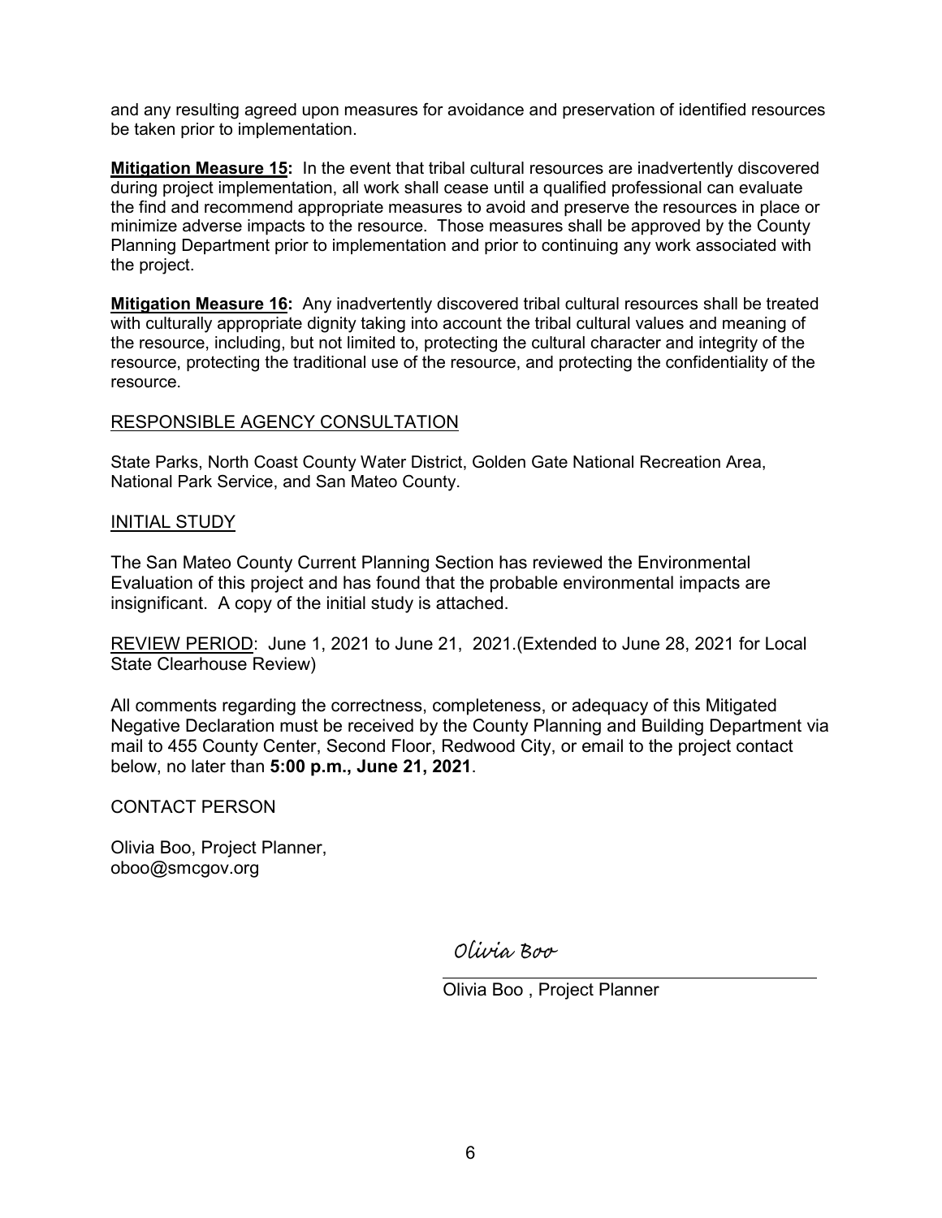and any resulting agreed upon measures for avoidance and preservation of identified resources be taken prior to implementation.

**Mitigation Measure 15:** In the event that tribal cultural resources are inadvertently discovered during project implementation, all work shall cease until a qualified professional can evaluate the find and recommend appropriate measures to avoid and preserve the resources in place or minimize adverse impacts to the resource. Those measures shall be approved by the County Planning Department prior to implementation and prior to continuing any work associated with the project.

**Mitigation Measure 16:** Any inadvertently discovered tribal cultural resources shall be treated with culturally appropriate dignity taking into account the tribal cultural values and meaning of the resource, including, but not limited to, protecting the cultural character and integrity of the resource, protecting the traditional use of the resource, and protecting the confidentiality of the resource.

RESPONSIBLE AGENCY CONSULTATION

State Parks, North Coast County Water District, Golden Gate National Recreation Area, National Park Service, and San Mateo County.

INITIAL STUDY

The San Mateo County Current Planning Section has reviewed the Environmental Evaluation of this project and has found that the probable environmental impacts are insignificant. A copy of the initial study is attached.

REVIEW PERIOD: June 1, 2021 to June 21, 2021.(Extended to June 28, 2021 for Local State Clearhouse Review)

All comments regarding the correctness, completeness, or adequacy of this Mitigated Negative Declaration must be received by the County Planning and Building Department via mail to 455 County Center, Second Floor, Redwood City, or email to the project contact below, no later than **5:00 p.m., June 21, 2021**.

CONTACT PERSON

Olivia Boo, Project Planner,
oboo@smcgov.org

Olivia Boo

Olivia Boo , Project Planner